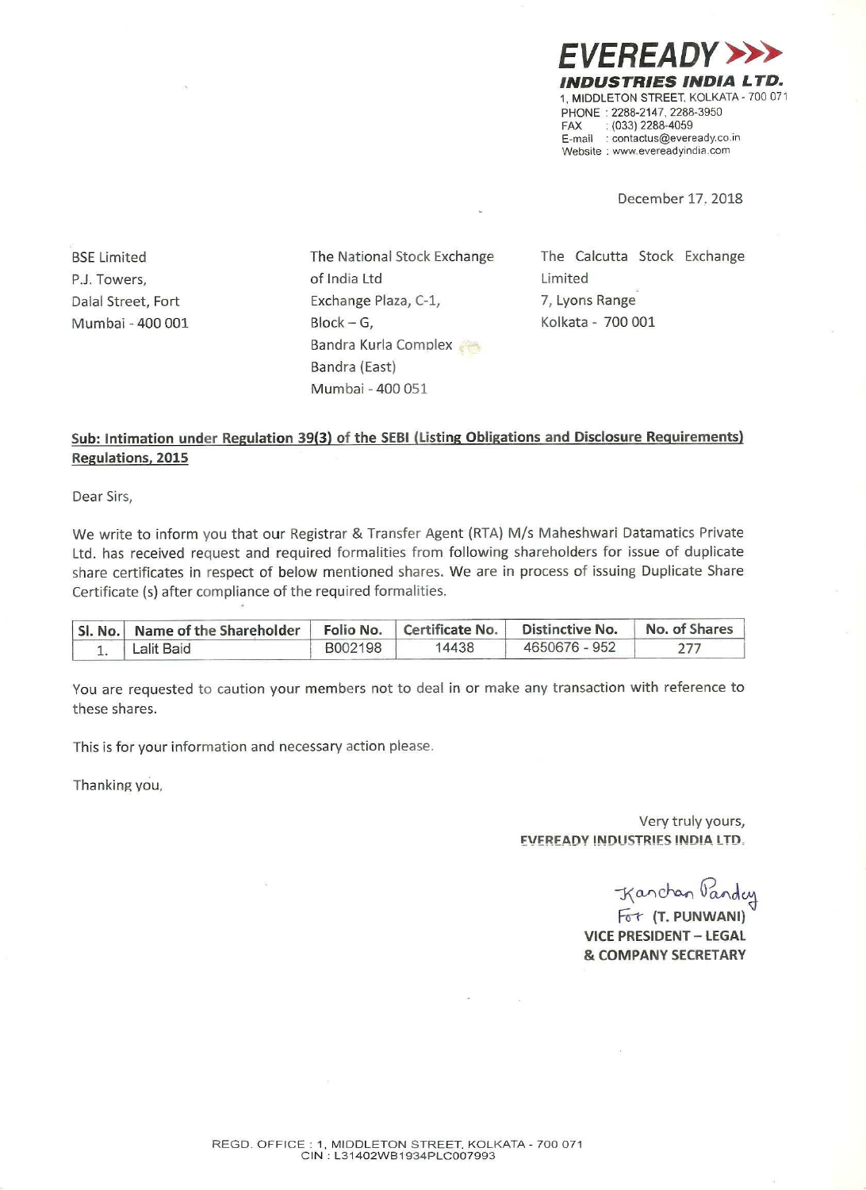**EVEREADY INDUSTRIES INDIA LTD.**
1, MIDDLETON STREET, KOLKATA - 700 071
PHONE : 2288-2147, 2288-3950
FAX : (033) 2288-4059
E-mail : contactus@eveready.co.in
Website : www.evereadyindia.com

December 17. 2018

BSE Limited
P.J. Towers,
Dalal Street, Fort
Mumbai - 400 001

The National Stock Exchange of India Ltd
Exchange Plaza, C-1,
Block – G,
Bandra Kurla Complex
Bandra (East)
Mumbai - 400 051

The Calcutta Stock Exchange Limited
7, Lyons Range
Kolkata - 700 001

**Sub: Intimation under Regulation 39(3) of the SEBI (Listing Obligations and Disclosure Requirements) Regulations, 2015**

Dear Sirs,

We write to inform you that our Registrar & Transfer Agent (RTA) M/s Maheshwari Datamatics Private Ltd. has received request and required formalities from following shareholders for issue of duplicate share certificates in respect of below mentioned shares. We are in process of issuing Duplicate Share Certificate (s) after compliance of the required formalities.

| Sl. No. | Name of the Shareholder | Folio No. | Certificate No. | Distinctive No. | No. of Shares |
|---|---|---|---|---|---|
| 1. | Lalit Baid | B002198 | 14438 | 4650676 - 952 | 277 |

You are requested to caution your members not to deal in or make any transaction with reference to these shares.

This is for your information and necessary action please.

Thanking you,

Very truly yours,
EVEREADY INDUSTRIES INDIA LTD.

Kanchan Pandey
For (T. PUNWANI)
VICE PRESIDENT – LEGAL
& COMPANY SECRETARY

REGD. OFFICE : 1, MIDDLETON STREET, KOLKATA - 700 071
CIN : L31402WB1934PLC007993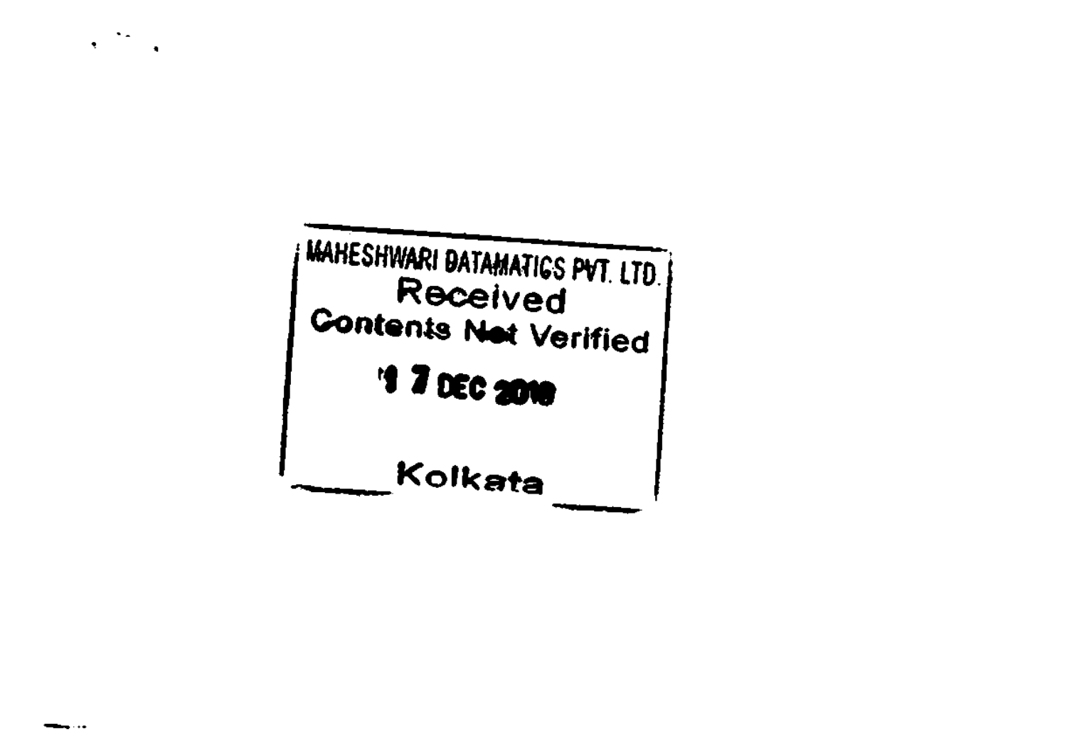MAHESHWARI DATAMATICS PVT. LTD.

Received

Contents Not Verified

17 DEC 2018

Kolkata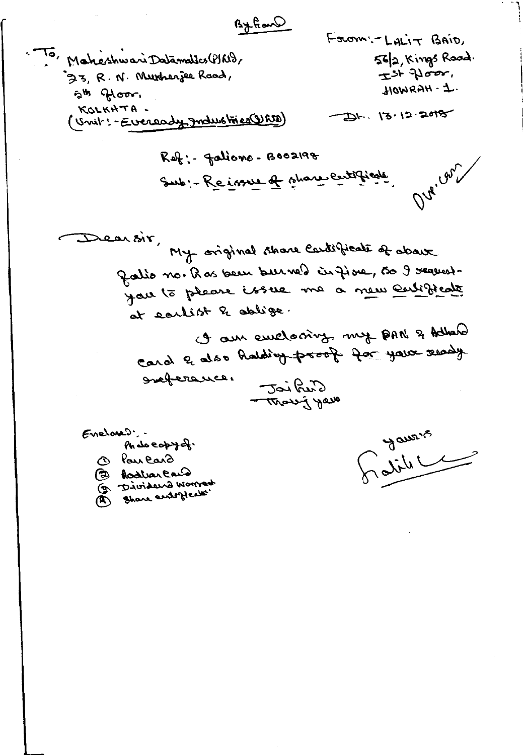By Hand

To, Maheshwari Datamatics (P) Ltd,
23, R. N. Mukherjee Road,
5th Floor,
KOLKATA -
(Unit :- Eveready Industries (I) Ltd)

From :- LALIT BAID,
56/2, Kings Road.
1st Floor,
HOWRAH - 1.

Dt.. 13.12.2018

Ref :- Folio no - B002198

Sub :- Reissue of share certificate.

Dear Sir,

My original share certificate of above folio no. has been burned in fire, so I request you to please issue me a new certificate at earlist & oblige.

I am enclosing my PAN & Adhar card & also holding proof for your ready referance.

Jai Hind
Thank you

Enclosed :-
Photo copy of.
1. Pan card
2. Adhar card
3. Dividend Warrant
4. Share certificate.

Your's
Lalit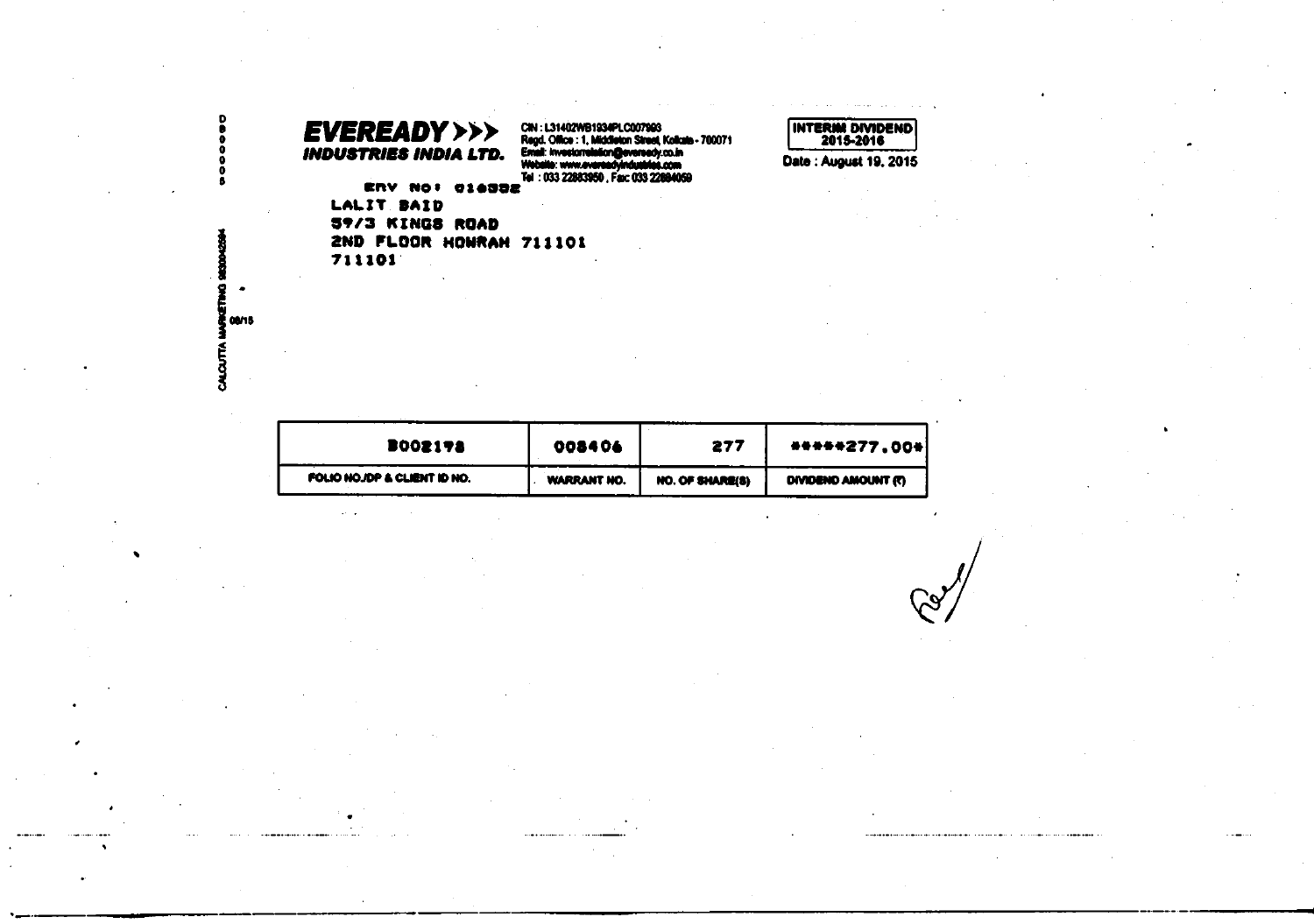**EVEREADY >>>**
**INDUSTRIES INDIA LTD.**

CIN : L31402WB1934PLC007993
Regd. Office : 1, Middleton Street, Kolkata - 700071
Email: investorrelation@eveready.co.in
Website: www.evereadyindustries.com
Tel : 033 22883950 , Fax: 033 22884059

**INTERIM DIVIDEND 2015-2016**

Date : August 19, 2015

ERV NO: 016592

LALIT BAID
59/3 KINGS ROAD
2ND FLOOR HOWRAH 711101
711101

| B002198 | 008406 | 277 | *****277.00* |
|---|---|---|---|
| FOLIO NO./DP & CLIENT ID NO. | WARRANT NO. | NO. OF SHARE(S) | DIVIDEND AMOUNT (₹) |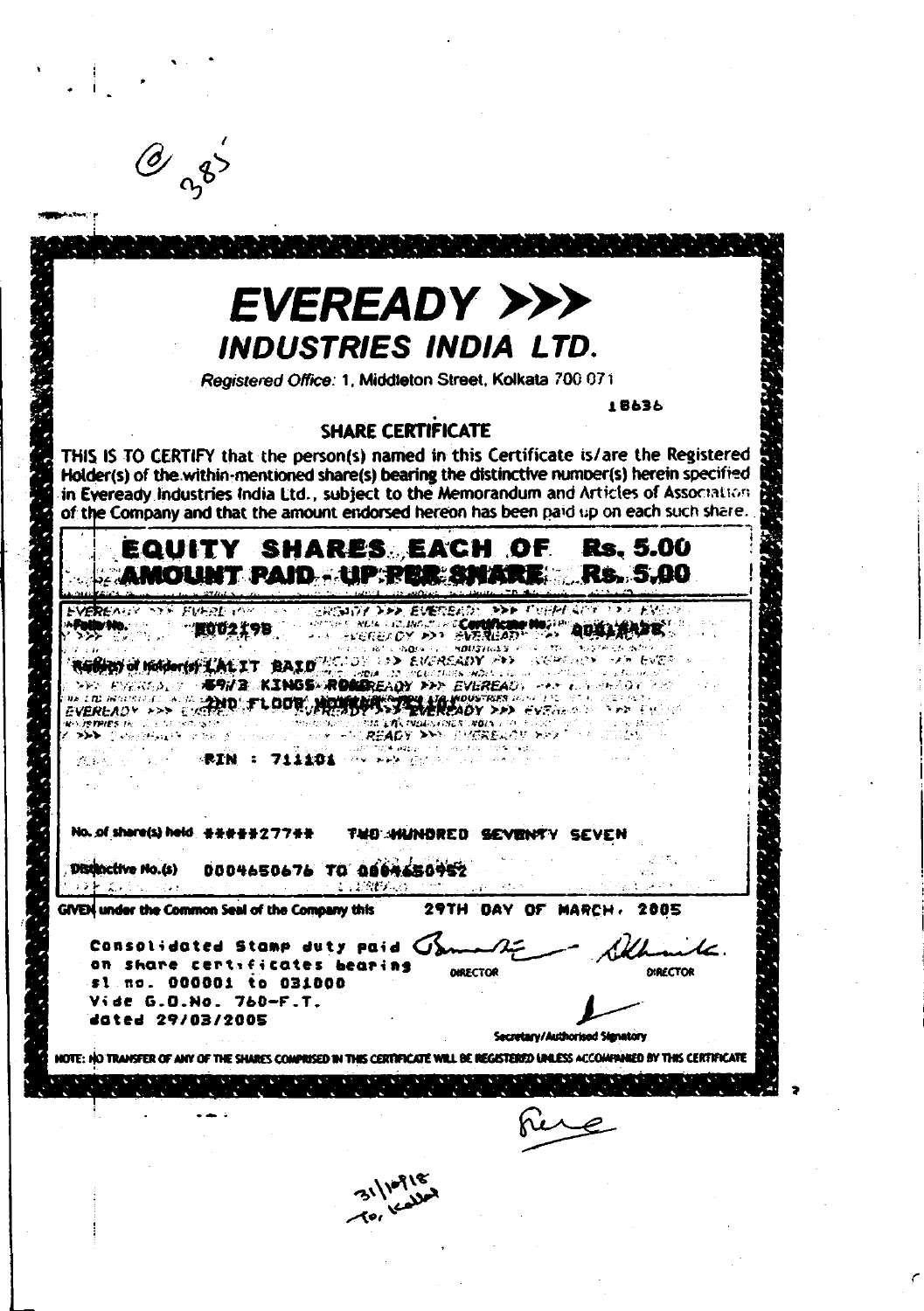@ 385

# EVEREADY >>>
## INDUSTRIES INDIA LTD.

*Registered Office: 1, Middleton Street, Kolkata 700 071*

18636

### SHARE CERTIFICATE

THIS IS TO CERTIFY that the person(s) named in this Certificate is/are the Registered Holder(s) of the within-mentioned share(s) bearing the distinctive number(s) herein specified in Eveready Industries India Ltd., subject to the Memorandum and Articles of Association of the Company and that the amount endorsed hereon has been paid up on each such share.

**EQUITY SHARES EACH OF Rs. 5.00**
**AMOUNT PAID - UP PER SHARE Rs. 5.00**

Folio No. E002198 Certificate No. 0061438

Name(s) of Holder(s) LALIT BAID
59/2 KINGS ROAD
2ND FLOOR HOWRAH 711101

PIN : 711101

No. of share(s) held #####277## TWO HUNDRED SEVENTY SEVEN

Distinctive No.(s) 0004650676 TO 0004650952

GIVEN under the Common Seal of the Company this 29TH DAY OF MARCH, 2005

Consolidated Stamp duty paid on share certificates bearing sl no. 000001 to 031000 Vide G.O.No. 760-F.T. dated 29/03/2005

DIRECTOR DIRECTOR

Secretary/Authorised Signatory

NOTE: NO TRANSFER OF ANY OF THE SHARES COMPRISED IN THIS CERTIFICATE WILL BE REGISTERED UNLESS ACCOMPANIED BY THIS CERTIFICATE

31/10/18
To, Kolkat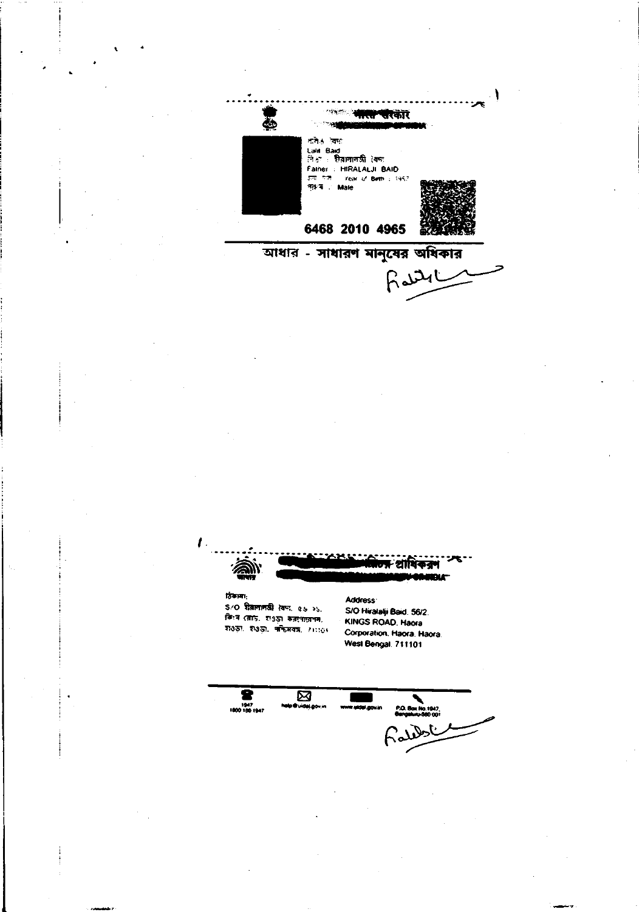ভারত সরকার

ললিত বৈদ
Lalit Baid
পিতা : হীরালালজী বৈদ
Father : HIRALALJI BAID
জন্ম সাল / Year of Birth : 1957
পুরুষ / Male

**6468 2010 4965**

**আধার - সাধারণ মানুষের অধিকার**

প্রাধিকরণ

ঠিকানা:
S/O হীরালালজী বৈদ, ৫৬ ২১, কিংস রোড, হাওড়া করপোরেশন, হাওড়া, হাওড়া, পশ্চিমবঙ্গ, 711101

Address:
S/O Hiralalji Baid, 56/2, KINGS ROAD, Haora Corporation, Haora, Haora West Bengal, 711101

1947
1800 180 1947
help@uidai.gov.in
www.uidai.gov.in
P.O. Box No.1947, Bengaluru-560 001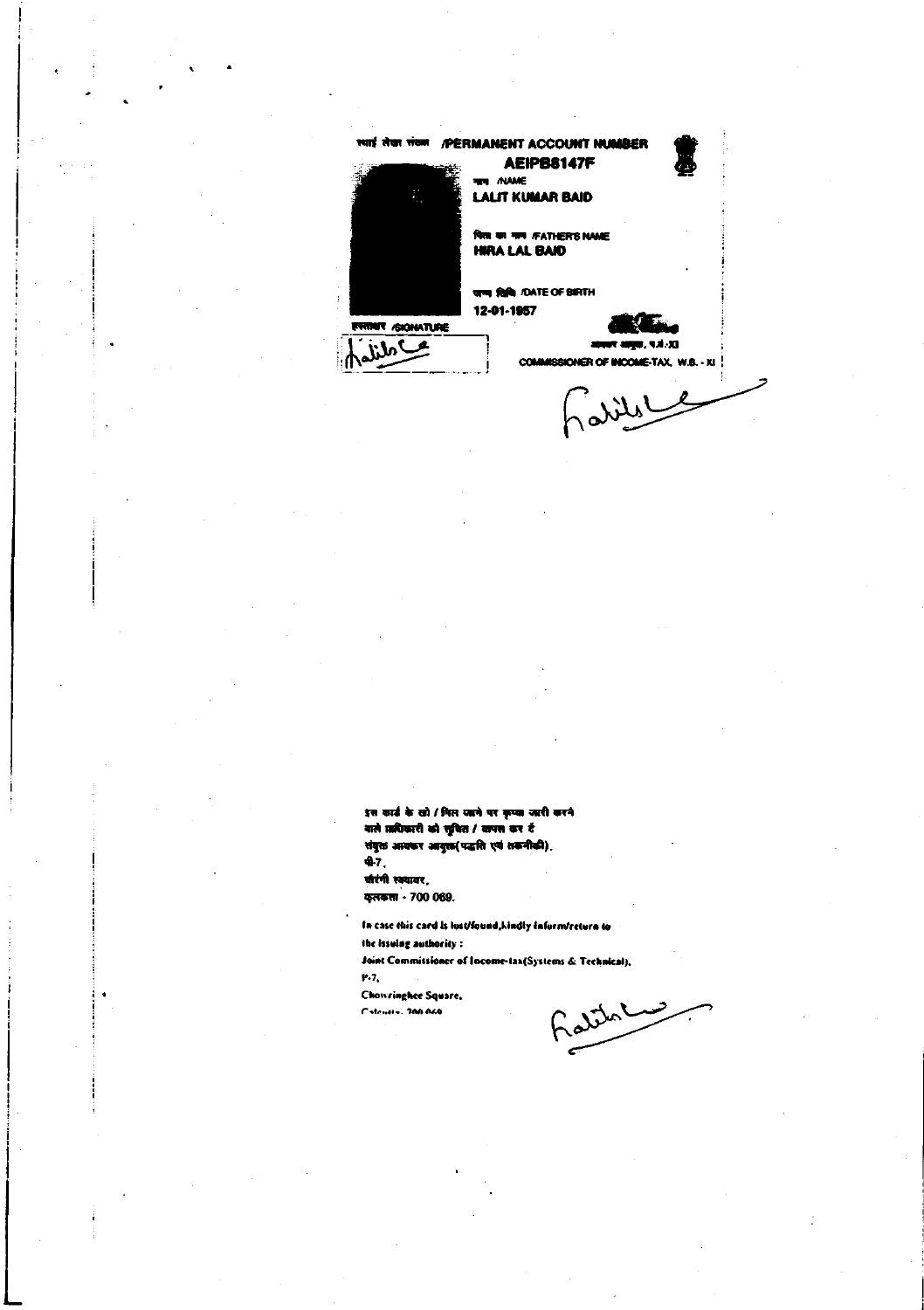स्थायी लेखा संख्या /PERMANENT ACCOUNT NUMBER

AEIPB8147F

नाम /NAME

LALIT KUMAR BAID

पिता का नाम /FATHER'S NAME

HIRA LAL BAID

जन्म तिथि /DATE OF BIRTH

12-01-1957

हस्ताक्षर /SIGNATURE

आयकर आयुक्त, प.बं.-XI

COMMISSIONER OF INCOME-TAX, W.B. - XI

इस कार्ड के खो / मिल जाने पर कृपया जारी करने वाले प्राधिकारी को सूचित / वापस कर दें

संयुक्त आयकर आयुक्त (पद्धति एवं तकनीकी),

पी-7,

चौरंगी स्क्वायर,

कलकत्ता - 700 069.

In case this card is lost/found, kindly inform/return to the issuing authority :

Joint Commissioner of Income-tax(Systems & Technical),

P-7,

Chowringhee Square,

Calcutta - 700 069